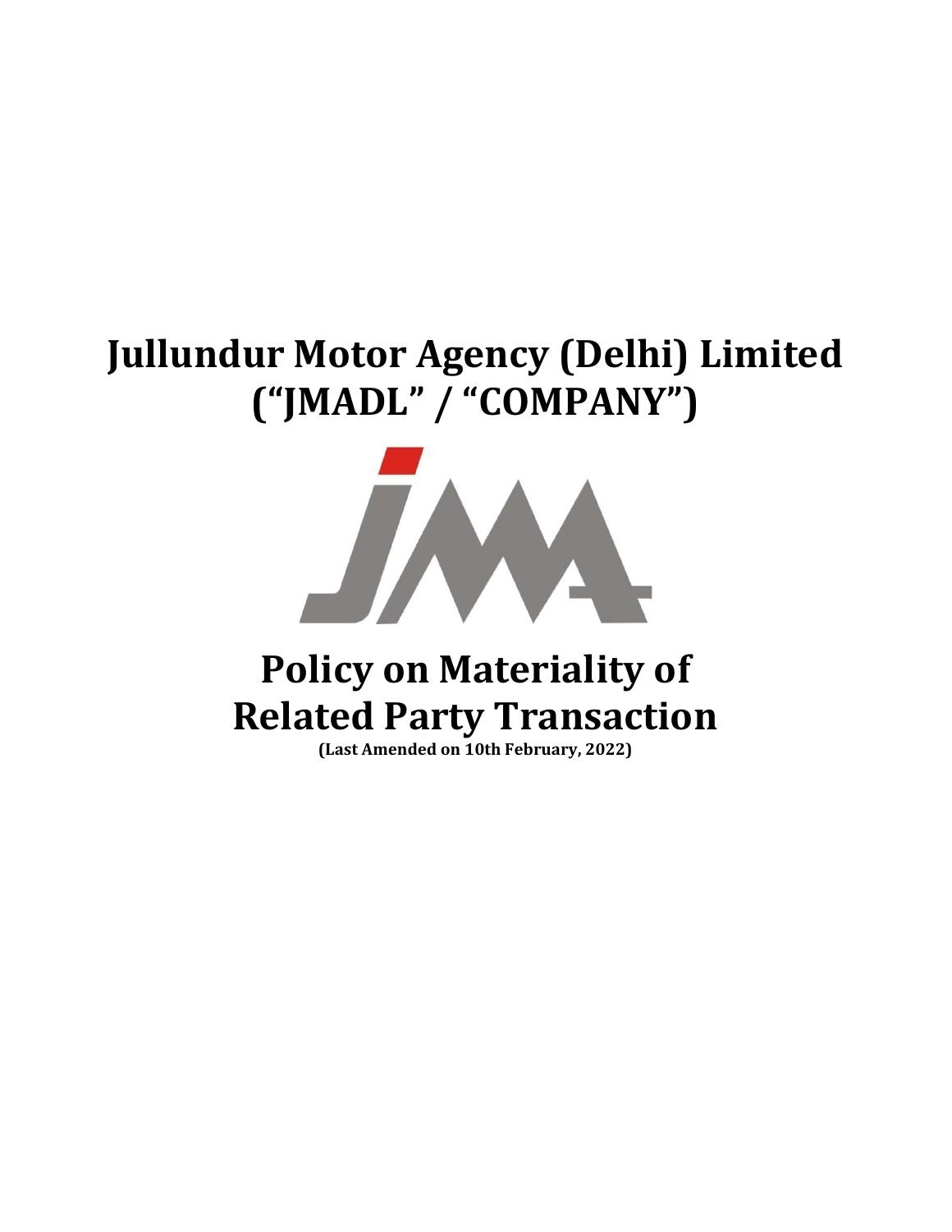# Jullundur Motor Agency (Delhi) Limited ("JMADL" / "COMPANY")

# Policy on Materiality of Related Party Transaction

**(Last Amended on 10th February, 2022)**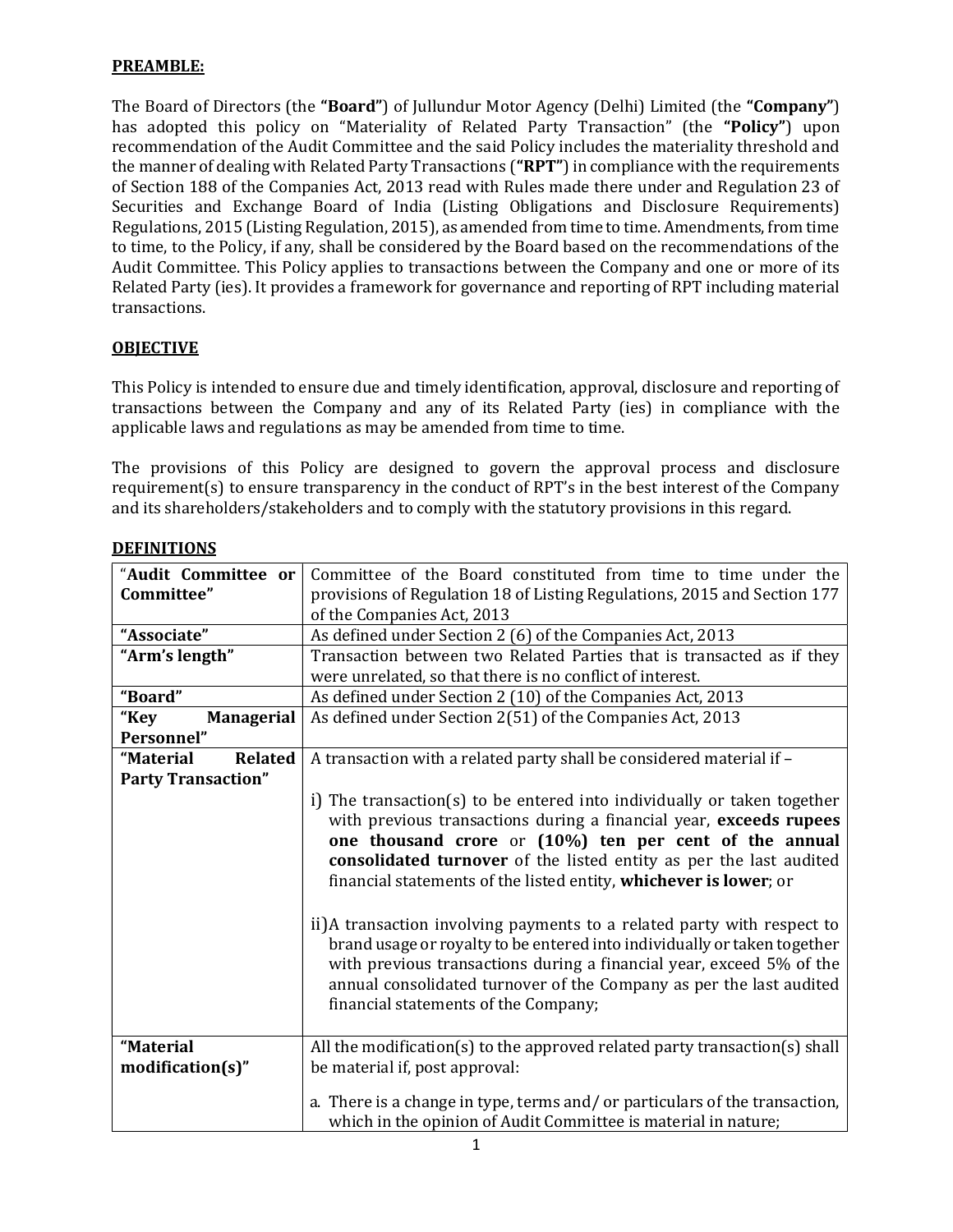**PREAMBLE:**

The Board of Directors (the **"Board"**) of Jullundur Motor Agency (Delhi) Limited (the **"Company"**) has adopted this policy on "Materiality of Related Party Transaction" (the **"Policy"**) upon recommendation of the Audit Committee and the said Policy includes the materiality threshold and the manner of dealing with Related Party Transactions (**"RPT"**) in compliance with the requirements of Section 188 of the Companies Act, 2013 read with Rules made there under and Regulation 23 of Securities and Exchange Board of India (Listing Obligations and Disclosure Requirements) Regulations, 2015 (Listing Regulation, 2015), as amended from time to time. Amendments, from time to time, to the Policy, if any, shall be considered by the Board based on the recommendations of the Audit Committee. This Policy applies to transactions between the Company and one or more of its Related Party (ies). It provides a framework for governance and reporting of RPT including material transactions.

**OBJECTIVE**

This Policy is intended to ensure due and timely identification, approval, disclosure and reporting of transactions between the Company and any of its Related Party (ies) in compliance with the applicable laws and regulations as may be amended from time to time.

The provisions of this Policy are designed to govern the approval process and disclosure requirement(s) to ensure transparency in the conduct of RPT's in the best interest of the Company and its shareholders/stakeholders and to comply with the statutory provisions in this regard.

**DEFINITIONS**

| Term | Definition |
|---|---|
| "**Audit Committee or Committee**" | Committee of the Board constituted from time to time under the provisions of Regulation 18 of Listing Regulations, 2015 and Section 177 of the Companies Act, 2013 |
| **"Associate"** | As defined under Section 2 (6) of the Companies Act, 2013 |
| **"Arm's length"** | Transaction between two Related Parties that is transacted as if they were unrelated, so that there is no conflict of interest. |
| **"Board"** | As defined under Section 2 (10) of the Companies Act, 2013 |
| **"Key Managerial Personnel"** | As defined under Section 2(51) of the Companies Act, 2013 |
| **"Material Related Party Transaction"** | A transaction with a related party shall be considered material if – <br><br> i) The transaction(s) to be entered into individually or taken together with previous transactions during a financial year, **exceeds rupees one thousand crore** or **(10%) ten per cent of the annual consolidated turnover** of the listed entity as per the last audited financial statements of the listed entity, **whichever is lower**; or <br><br> ii) A transaction involving payments to a related party with respect to brand usage or royalty to be entered into individually or taken together with previous transactions during a financial year, exceed 5% of the annual consolidated turnover of the Company as per the last audited financial statements of the Company; |
| **"Material modification(s)"** | All the modification(s) to the approved related party transaction(s) shall be material if, post approval: <br><br> a. There is a change in type, terms and/ or particulars of the transaction, which in the opinion of Audit Committee is material in nature; |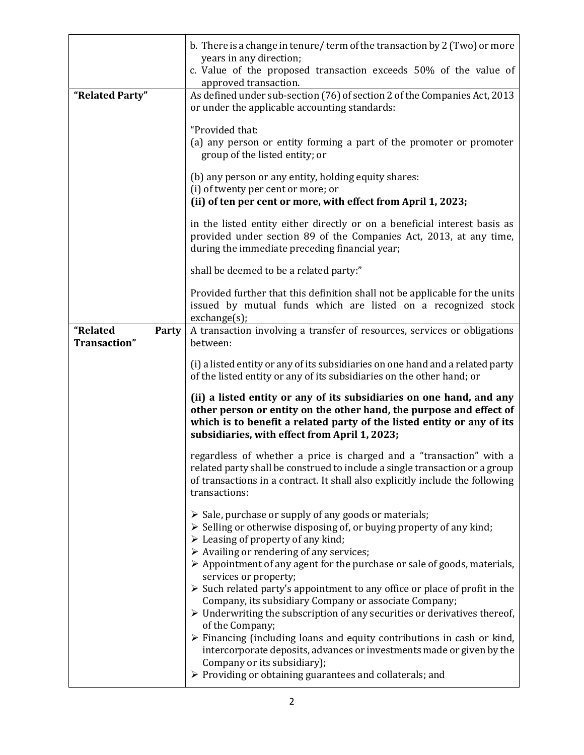| | |
|---|---|
| | b. There is a change in tenure/ term of the transaction by 2 (Two) or more years in any direction;<br>c. Value of the proposed transaction exceeds 50% of the value of approved transaction. |
| **"Related Party"** | As defined under sub-section (76) of section 2 of the Companies Act, 2013 or under the applicable accounting standards:<br><br>"Provided that:<br>(a) any person or entity forming a part of the promoter or promoter group of the listed entity; or<br><br>(b) any person or any entity, holding equity shares:<br>(i) of twenty per cent or more; or<br>**(ii) of ten per cent or more, with effect from April 1, 2023;**<br><br>in the listed entity either directly or on a beneficial interest basis as provided under section 89 of the Companies Act, 2013, at any time, during the immediate preceding financial year;<br><br>shall be deemed to be a related party:"<br><br>Provided further that this definition shall not be applicable for the units issued by mutual funds which are listed on a recognized stock exchange(s); |
| **"Related Party Transaction"** | A transaction involving a transfer of resources, services or obligations between:<br><br>(i) a listed entity or any of its subsidiaries on one hand and a related party of the listed entity or any of its subsidiaries on the other hand; or<br><br>**(ii) a listed entity or any of its subsidiaries on one hand, and any other person or entity on the other hand, the purpose and effect of which is to benefit a related party of the listed entity or any of its subsidiaries, with effect from April 1, 2023;**<br><br>regardless of whether a price is charged and a "transaction" with a related party shall be construed to include a single transaction or a group of transactions in a contract. It shall also explicitly include the following transactions:<br><br>➢ Sale, purchase or supply of any goods or materials;<br>➢ Selling or otherwise disposing of, or buying property of any kind;<br>➢ Leasing of property of any kind;<br>➢ Availing or rendering of any services;<br>➢ Appointment of any agent for the purchase or sale of goods, materials, services or property;<br>➢ Such related party's appointment to any office or place of profit in the Company, its subsidiary Company or associate Company;<br>➢ Underwriting the subscription of any securities or derivatives thereof, of the Company;<br>➢ Financing (including loans and equity contributions in cash or kind, intercorporate deposits, advances or investments made or given by the Company or its subsidiary);<br>➢ Providing or obtaining guarantees and collaterals; and |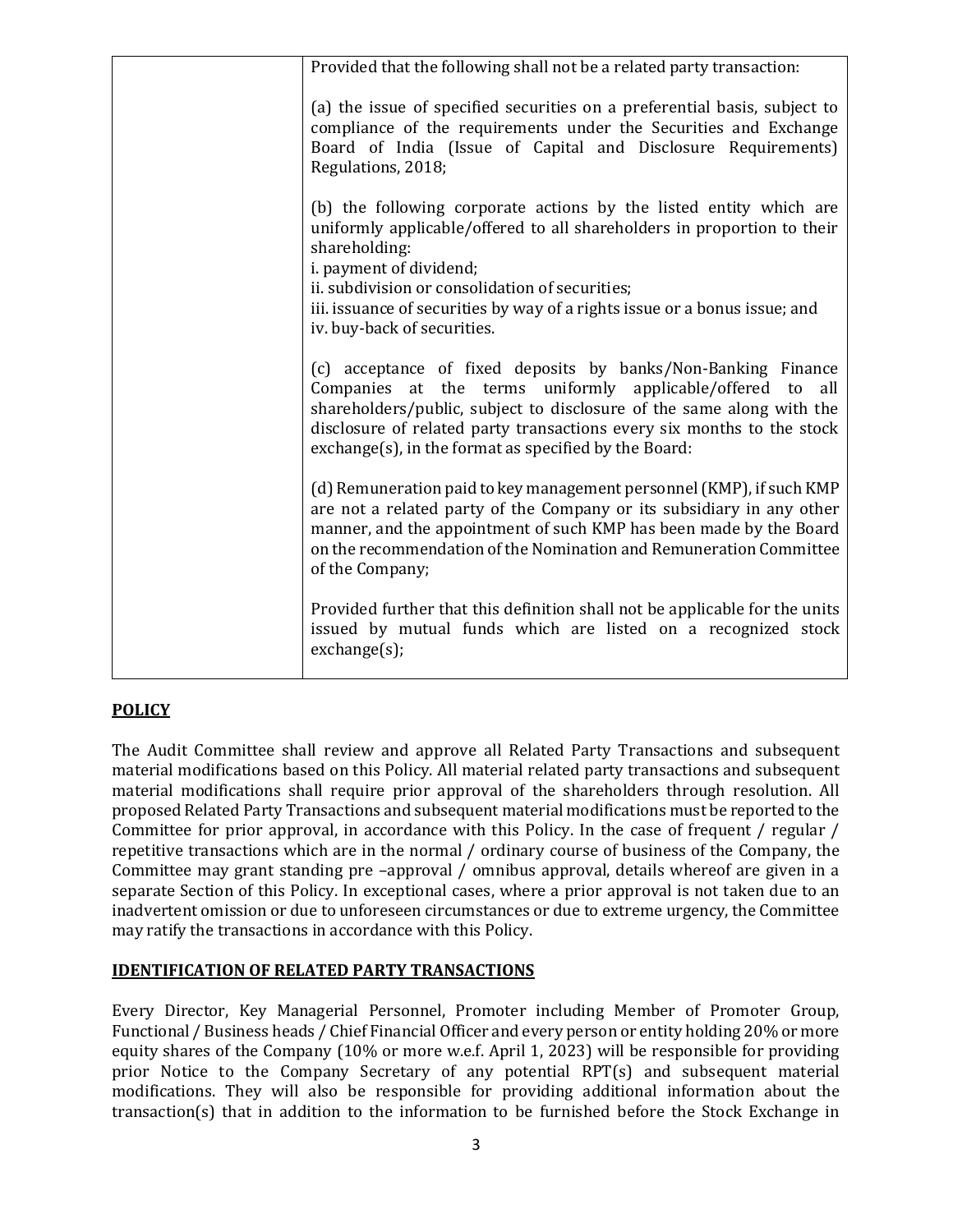| | Provided that the following shall not be a related party transaction:<br><br>(a) the issue of specified securities on a preferential basis, subject to compliance of the requirements under the Securities and Exchange Board of India (Issue of Capital and Disclosure Requirements) Regulations, 2018;<br><br>(b) the following corporate actions by the listed entity which are uniformly applicable/offered to all shareholders in proportion to their shareholding:<br>i. payment of dividend;<br>ii. subdivision or consolidation of securities;<br>iii. issuance of securities by way of a rights issue or a bonus issue; and<br>iv. buy-back of securities.<br><br>(c) acceptance of fixed deposits by banks/Non-Banking Finance Companies at the terms uniformly applicable/offered to all shareholders/public, subject to disclosure of the same along with the disclosure of related party transactions every six months to the stock exchange(s), in the format as specified by the Board:<br><br>(d) Remuneration paid to key management personnel (KMP), if such KMP are not a related party of the Company or its subsidiary in any other manner, and the appointment of such KMP has been made by the Board on the recommendation of the Nomination and Remuneration Committee of the Company;<br><br>Provided further that this definition shall not be applicable for the units issued by mutual funds which are listed on a recognized stock exchange(s); |
|---|---|

## POLICY

The Audit Committee shall review and approve all Related Party Transactions and subsequent material modifications based on this Policy. All material related party transactions and subsequent material modifications shall require prior approval of the shareholders through resolution. All proposed Related Party Transactions and subsequent material modifications must be reported to the Committee for prior approval, in accordance with this Policy. In the case of frequent / regular / repetitive transactions which are in the normal / ordinary course of business of the Company, the Committee may grant standing pre –approval / omnibus approval, details whereof are given in a separate Section of this Policy. In exceptional cases, where a prior approval is not taken due to an inadvertent omission or due to unforeseen circumstances or due to extreme urgency, the Committee may ratify the transactions in accordance with this Policy.

## IDENTIFICATION OF RELATED PARTY TRANSACTIONS

Every Director, Key Managerial Personnel, Promoter including Member of Promoter Group, Functional / Business heads / Chief Financial Officer and every person or entity holding 20% or more equity shares of the Company (10% or more w.e.f. April 1, 2023) will be responsible for providing prior Notice to the Company Secretary of any potential RPT(s) and subsequent material modifications. They will also be responsible for providing additional information about the transaction(s) that in addition to the information to be furnished before the Stock Exchange in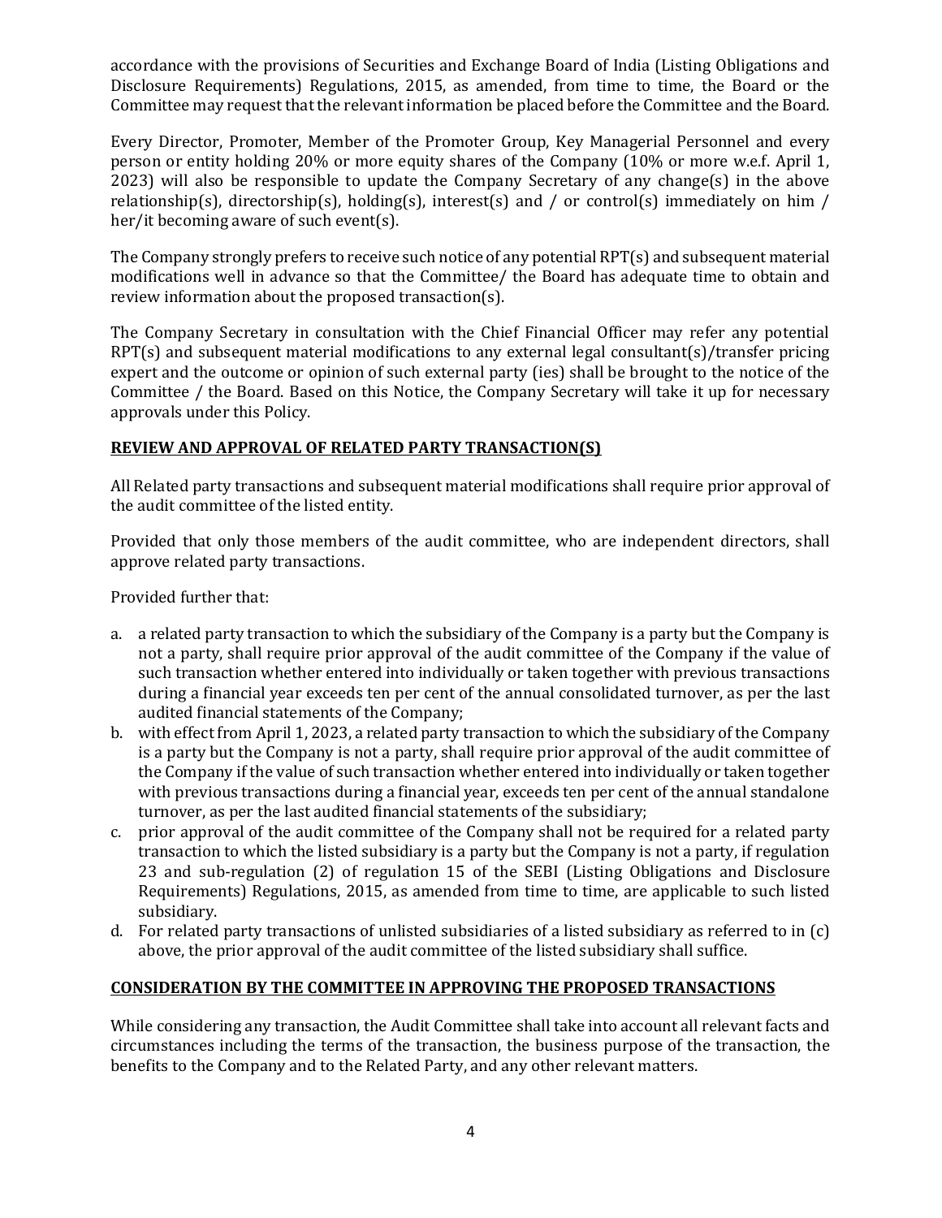accordance with the provisions of Securities and Exchange Board of India (Listing Obligations and Disclosure Requirements) Regulations, 2015, as amended, from time to time, the Board or the Committee may request that the relevant information be placed before the Committee and the Board.

Every Director, Promoter, Member of the Promoter Group, Key Managerial Personnel and every person or entity holding 20% or more equity shares of the Company (10% or more w.e.f. April 1, 2023) will also be responsible to update the Company Secretary of any change(s) in the above relationship(s), directorship(s), holding(s), interest(s) and / or control(s) immediately on him / her/it becoming aware of such event(s).

The Company strongly prefers to receive such notice of any potential RPT(s) and subsequent material modifications well in advance so that the Committee/ the Board has adequate time to obtain and review information about the proposed transaction(s).

The Company Secretary in consultation with the Chief Financial Officer may refer any potential RPT(s) and subsequent material modifications to any external legal consultant(s)/transfer pricing expert and the outcome or opinion of such external party (ies) shall be brought to the notice of the Committee / the Board. Based on this Notice, the Company Secretary will take it up for necessary approvals under this Policy.

## REVIEW AND APPROVAL OF RELATED PARTY TRANSACTION(S)

All Related party transactions and subsequent material modifications shall require prior approval of the audit committee of the listed entity.

Provided that only those members of the audit committee, who are independent directors, shall approve related party transactions.

Provided further that:

a. a related party transaction to which the subsidiary of the Company is a party but the Company is not a party, shall require prior approval of the audit committee of the Company if the value of such transaction whether entered into individually or taken together with previous transactions during a financial year exceeds ten per cent of the annual consolidated turnover, as per the last audited financial statements of the Company;
b. with effect from April 1, 2023, a related party transaction to which the subsidiary of the Company is a party but the Company is not a party, shall require prior approval of the audit committee of the Company if the value of such transaction whether entered into individually or taken together with previous transactions during a financial year, exceeds ten per cent of the annual standalone turnover, as per the last audited financial statements of the subsidiary;
c. prior approval of the audit committee of the Company shall not be required for a related party transaction to which the listed subsidiary is a party but the Company is not a party, if regulation 23 and sub-regulation (2) of regulation 15 of the SEBI (Listing Obligations and Disclosure Requirements) Regulations, 2015, as amended from time to time, are applicable to such listed subsidiary.
d. For related party transactions of unlisted subsidiaries of a listed subsidiary as referred to in (c) above, the prior approval of the audit committee of the listed subsidiary shall suffice.

## CONSIDERATION BY THE COMMITTEE IN APPROVING THE PROPOSED TRANSACTIONS

While considering any transaction, the Audit Committee shall take into account all relevant facts and circumstances including the terms of the transaction, the business purpose of the transaction, the benefits to the Company and to the Related Party, and any other relevant matters.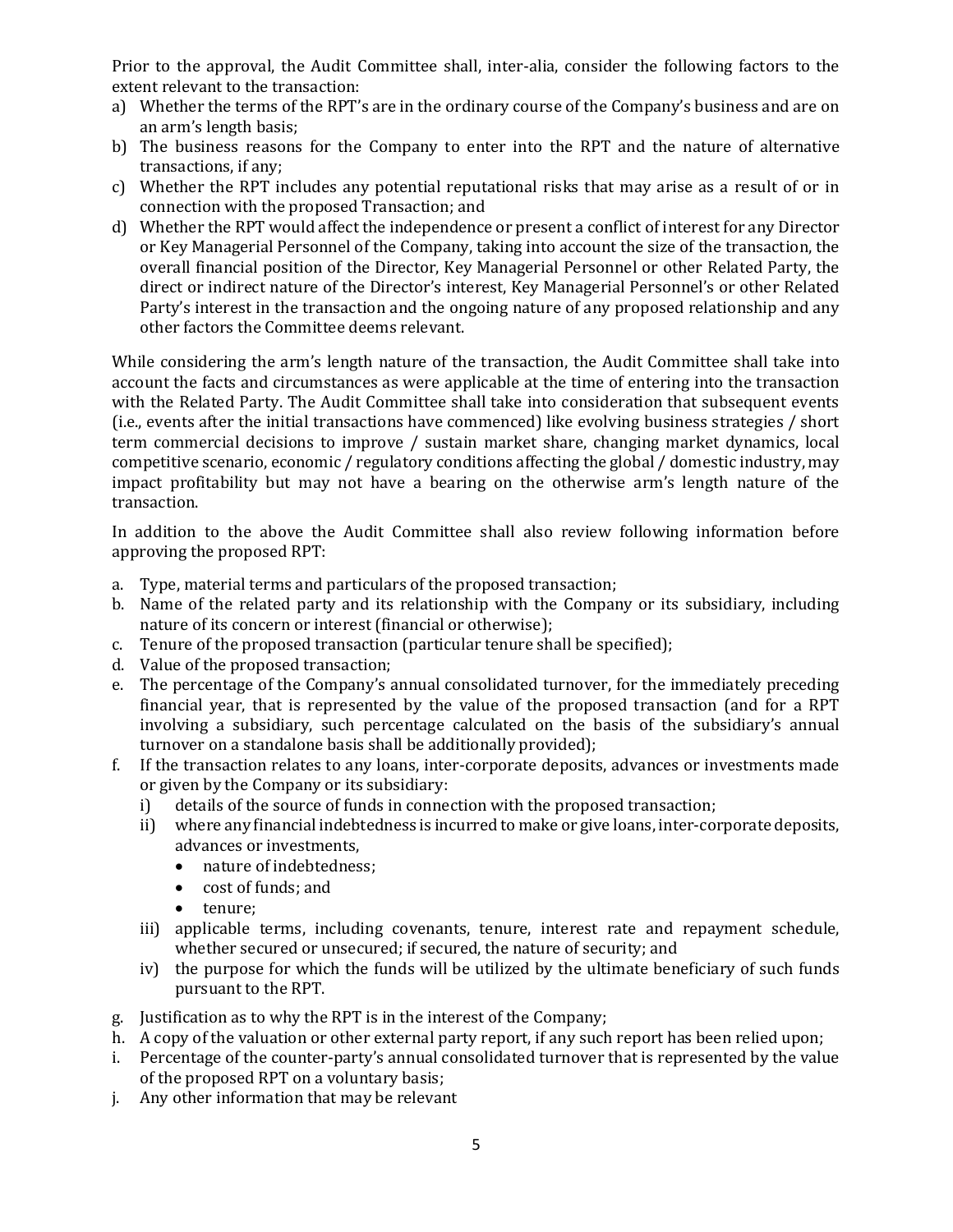Prior to the approval, the Audit Committee shall, inter-alia, consider the following factors to the extent relevant to the transaction:

a) Whether the terms of the RPT's are in the ordinary course of the Company's business and are on an arm's length basis;
b) The business reasons for the Company to enter into the RPT and the nature of alternative transactions, if any;
c) Whether the RPT includes any potential reputational risks that may arise as a result of or in connection with the proposed Transaction; and
d) Whether the RPT would affect the independence or present a conflict of interest for any Director or Key Managerial Personnel of the Company, taking into account the size of the transaction, the overall financial position of the Director, Key Managerial Personnel or other Related Party, the direct or indirect nature of the Director's interest, Key Managerial Personnel's or other Related Party's interest in the transaction and the ongoing nature of any proposed relationship and any other factors the Committee deems relevant.

While considering the arm's length nature of the transaction, the Audit Committee shall take into account the facts and circumstances as were applicable at the time of entering into the transaction with the Related Party. The Audit Committee shall take into consideration that subsequent events (i.e., events after the initial transactions have commenced) like evolving business strategies / short term commercial decisions to improve / sustain market share, changing market dynamics, local competitive scenario, economic / regulatory conditions affecting the global / domestic industry, may impact profitability but may not have a bearing on the otherwise arm's length nature of the transaction.

In addition to the above the Audit Committee shall also review following information before approving the proposed RPT:

a. Type, material terms and particulars of the proposed transaction;
b. Name of the related party and its relationship with the Company or its subsidiary, including nature of its concern or interest (financial or otherwise);
c. Tenure of the proposed transaction (particular tenure shall be specified);
d. Value of the proposed transaction;
e. The percentage of the Company's annual consolidated turnover, for the immediately preceding financial year, that is represented by the value of the proposed transaction (and for a RPT involving a subsidiary, such percentage calculated on the basis of the subsidiary's annual turnover on a standalone basis shall be additionally provided);
f. If the transaction relates to any loans, inter-corporate deposits, advances or investments made or given by the Company or its subsidiary:
   i) details of the source of funds in connection with the proposed transaction;
   ii) where any financial indebtedness is incurred to make or give loans, inter-corporate deposits, advances or investments,
      - nature of indebtedness;
      - cost of funds; and
      - tenure;
   iii) applicable terms, including covenants, tenure, interest rate and repayment schedule, whether secured or unsecured; if secured, the nature of security; and
   iv) the purpose for which the funds will be utilized by the ultimate beneficiary of such funds pursuant to the RPT.
g. Justification as to why the RPT is in the interest of the Company;
h. A copy of the valuation or other external party report, if any such report has been relied upon;
i. Percentage of the counter-party's annual consolidated turnover that is represented by the value of the proposed RPT on a voluntary basis;
j. Any other information that may be relevant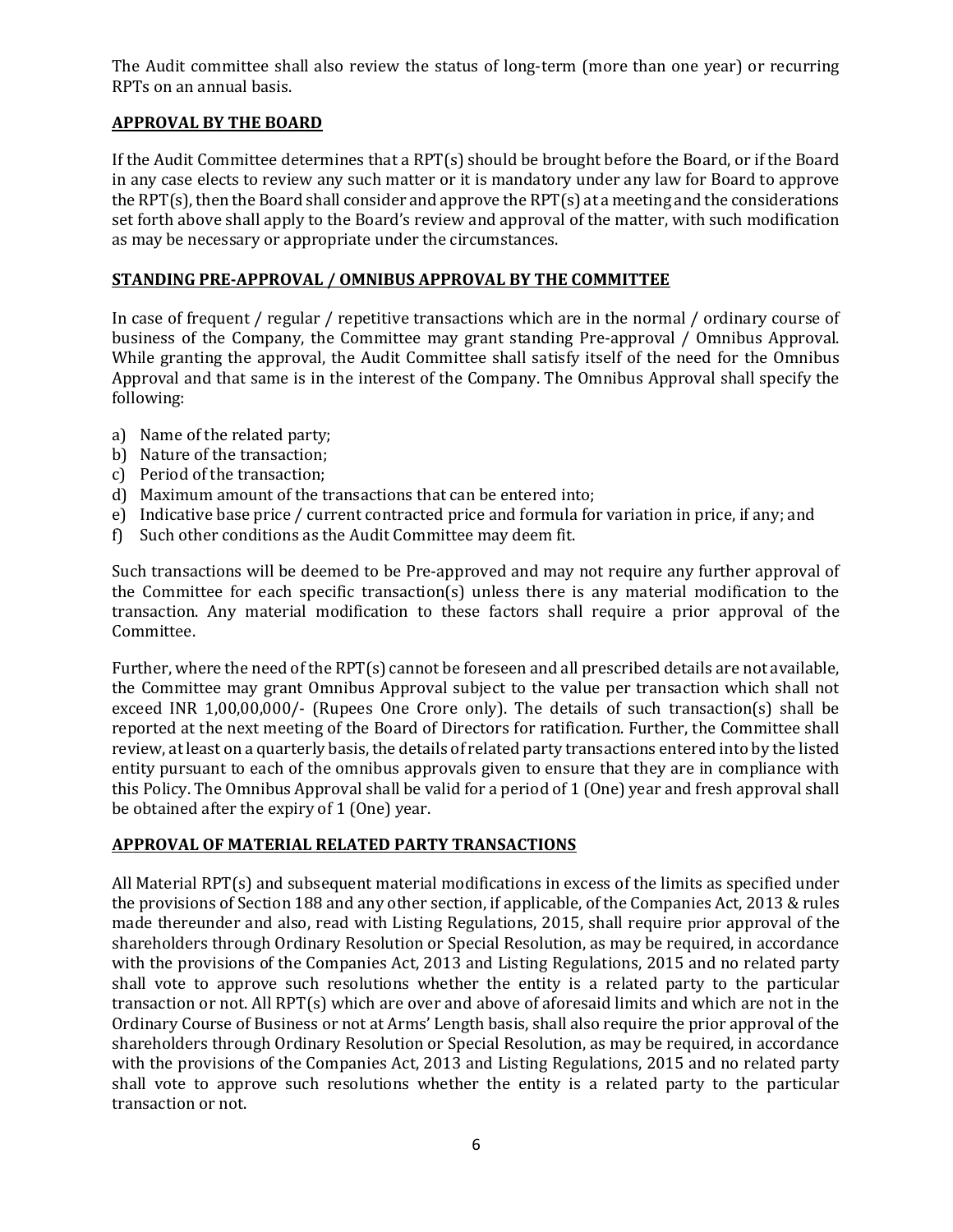The Audit committee shall also review the status of long-term (more than one year) or recurring RPTs on an annual basis.

## APPROVAL BY THE BOARD

If the Audit Committee determines that a RPT(s) should be brought before the Board, or if the Board in any case elects to review any such matter or it is mandatory under any law for Board to approve the RPT(s), then the Board shall consider and approve the RPT(s) at a meeting and the considerations set forth above shall apply to the Board's review and approval of the matter, with such modification as may be necessary or appropriate under the circumstances.

## STANDING PRE-APPROVAL / OMNIBUS APPROVAL BY THE COMMITTEE

In case of frequent / regular / repetitive transactions which are in the normal / ordinary course of business of the Company, the Committee may grant standing Pre-approval / Omnibus Approval. While granting the approval, the Audit Committee shall satisfy itself of the need for the Omnibus Approval and that same is in the interest of the Company. The Omnibus Approval shall specify the following:

a) Name of the related party;
b) Nature of the transaction;
c) Period of the transaction;
d) Maximum amount of the transactions that can be entered into;
e) Indicative base price / current contracted price and formula for variation in price, if any; and
f) Such other conditions as the Audit Committee may deem fit.

Such transactions will be deemed to be Pre-approved and may not require any further approval of the Committee for each specific transaction(s) unless there is any material modification to the transaction. Any material modification to these factors shall require a prior approval of the Committee.

Further, where the need of the RPT(s) cannot be foreseen and all prescribed details are not available, the Committee may grant Omnibus Approval subject to the value per transaction which shall not exceed INR 1,00,00,000/- (Rupees One Crore only). The details of such transaction(s) shall be reported at the next meeting of the Board of Directors for ratification. Further, the Committee shall review, at least on a quarterly basis, the details of related party transactions entered into by the listed entity pursuant to each of the omnibus approvals given to ensure that they are in compliance with this Policy. The Omnibus Approval shall be valid for a period of 1 (One) year and fresh approval shall be obtained after the expiry of 1 (One) year.

## APPROVAL OF MATERIAL RELATED PARTY TRANSACTIONS

All Material RPT(s) and subsequent material modifications in excess of the limits as specified under the provisions of Section 188 and any other section, if applicable, of the Companies Act, 2013 & rules made thereunder and also, read with Listing Regulations, 2015, shall require prior approval of the shareholders through Ordinary Resolution or Special Resolution, as may be required, in accordance with the provisions of the Companies Act, 2013 and Listing Regulations, 2015 and no related party shall vote to approve such resolutions whether the entity is a related party to the particular transaction or not. All RPT(s) which are over and above of aforesaid limits and which are not in the Ordinary Course of Business or not at Arms' Length basis, shall also require the prior approval of the shareholders through Ordinary Resolution or Special Resolution, as may be required, in accordance with the provisions of the Companies Act, 2013 and Listing Regulations, 2015 and no related party shall vote to approve such resolutions whether the entity is a related party to the particular transaction or not.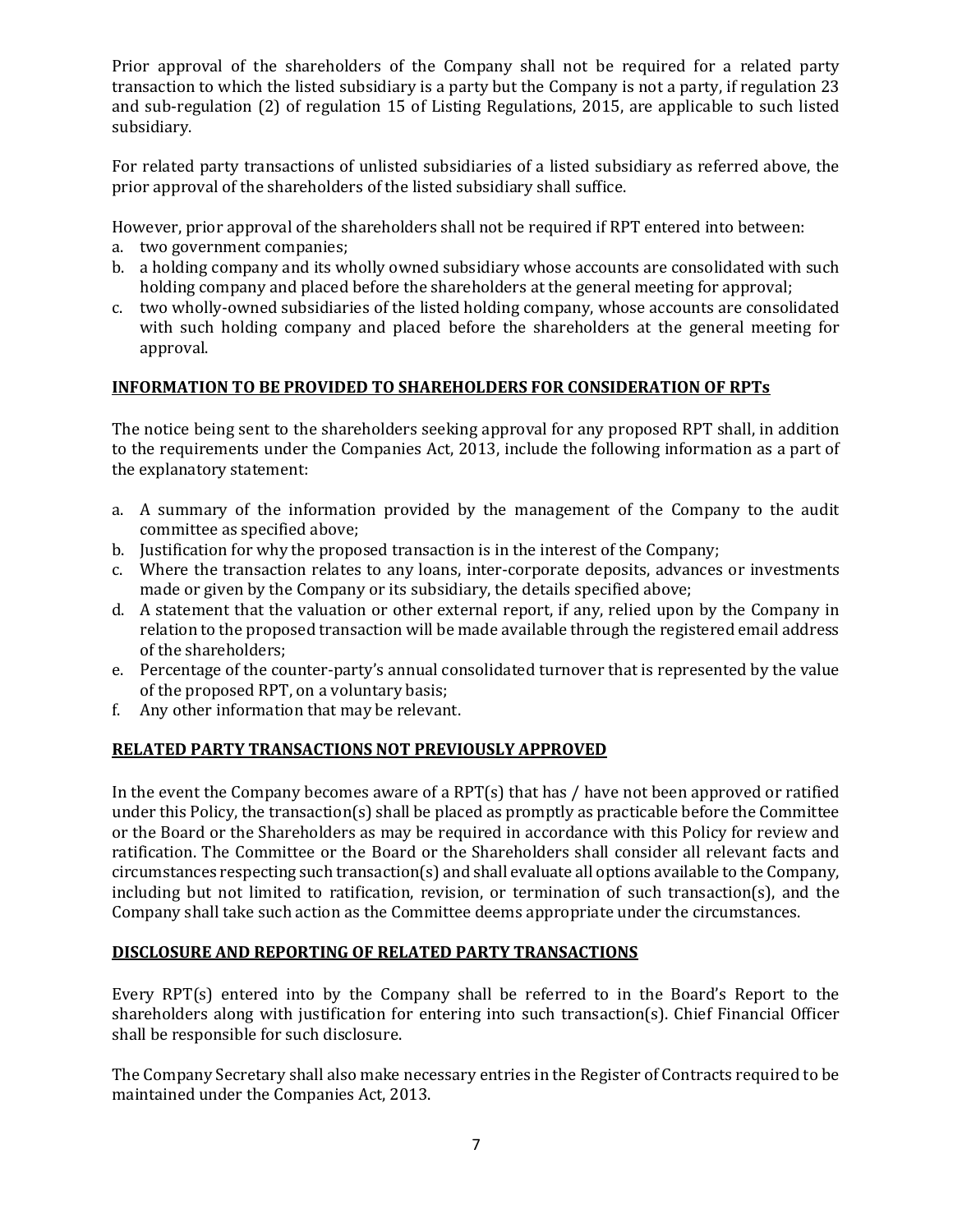Prior approval of the shareholders of the Company shall not be required for a related party transaction to which the listed subsidiary is a party but the Company is not a party, if regulation 23 and sub-regulation (2) of regulation 15 of Listing Regulations, 2015, are applicable to such listed subsidiary.

For related party transactions of unlisted subsidiaries of a listed subsidiary as referred above, the prior approval of the shareholders of the listed subsidiary shall suffice.

However, prior approval of the shareholders shall not be required if RPT entered into between:

a. two government companies;
b. a holding company and its wholly owned subsidiary whose accounts are consolidated with such holding company and placed before the shareholders at the general meeting for approval;
c. two wholly-owned subsidiaries of the listed holding company, whose accounts are consolidated with such holding company and placed before the shareholders at the general meeting for approval.

## INFORMATION TO BE PROVIDED TO SHAREHOLDERS FOR CONSIDERATION OF RPTs

The notice being sent to the shareholders seeking approval for any proposed RPT shall, in addition to the requirements under the Companies Act, 2013, include the following information as a part of the explanatory statement:

a. A summary of the information provided by the management of the Company to the audit committee as specified above;
b. Justification for why the proposed transaction is in the interest of the Company;
c. Where the transaction relates to any loans, inter-corporate deposits, advances or investments made or given by the Company or its subsidiary, the details specified above;
d. A statement that the valuation or other external report, if any, relied upon by the Company in relation to the proposed transaction will be made available through the registered email address of the shareholders;
e. Percentage of the counter-party's annual consolidated turnover that is represented by the value of the proposed RPT, on a voluntary basis;
f. Any other information that may be relevant.

## RELATED PARTY TRANSACTIONS NOT PREVIOUSLY APPROVED

In the event the Company becomes aware of a RPT(s) that has / have not been approved or ratified under this Policy, the transaction(s) shall be placed as promptly as practicable before the Committee or the Board or the Shareholders as may be required in accordance with this Policy for review and ratification. The Committee or the Board or the Shareholders shall consider all relevant facts and circumstances respecting such transaction(s) and shall evaluate all options available to the Company, including but not limited to ratification, revision, or termination of such transaction(s), and the Company shall take such action as the Committee deems appropriate under the circumstances.

## DISCLOSURE AND REPORTING OF RELATED PARTY TRANSACTIONS

Every RPT(s) entered into by the Company shall be referred to in the Board's Report to the shareholders along with justification for entering into such transaction(s). Chief Financial Officer shall be responsible for such disclosure.

The Company Secretary shall also make necessary entries in the Register of Contracts required to be maintained under the Companies Act, 2013.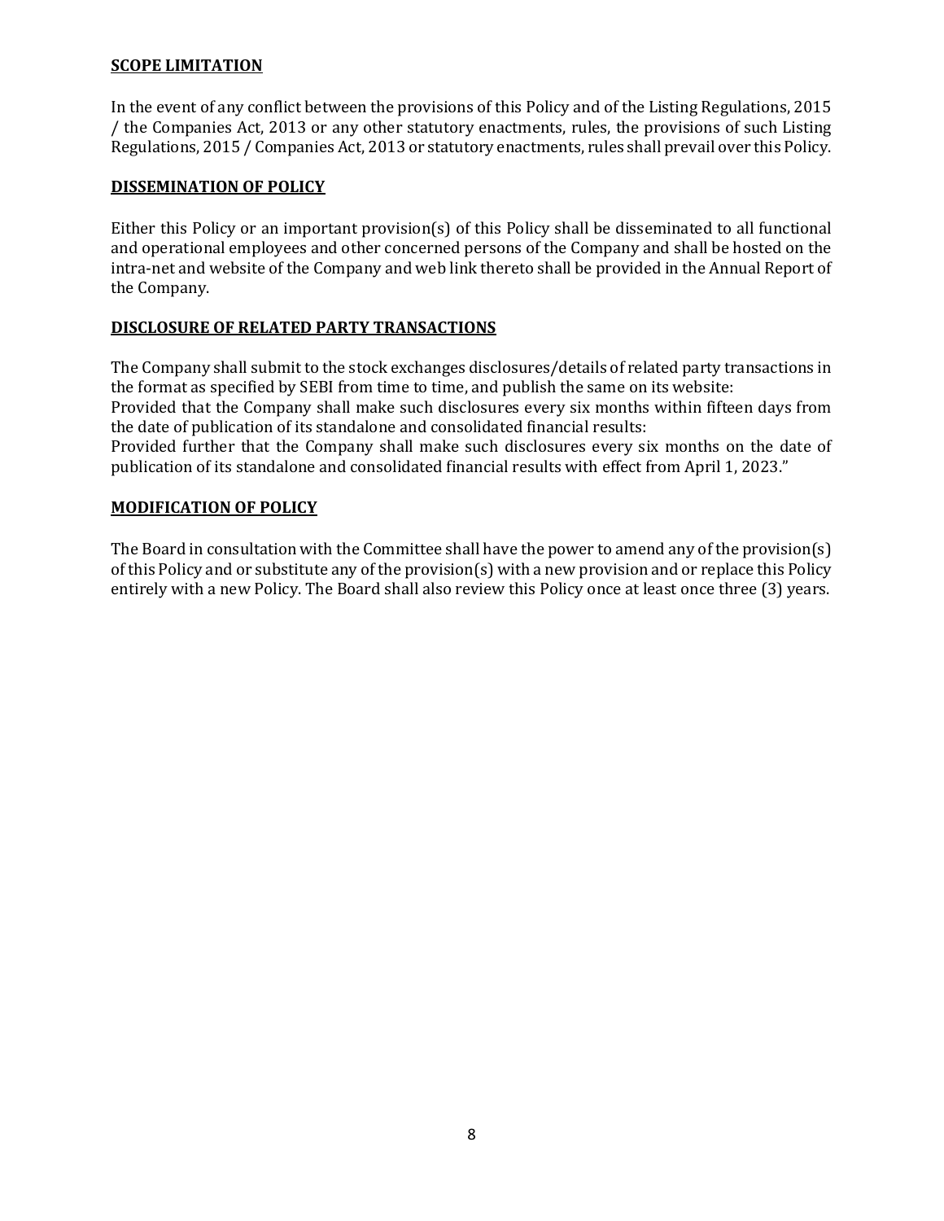**SCOPE LIMITATION**

In the event of any conflict between the provisions of this Policy and of the Listing Regulations, 2015 / the Companies Act, 2013 or any other statutory enactments, rules, the provisions of such Listing Regulations, 2015 / Companies Act, 2013 or statutory enactments, rules shall prevail over this Policy.

**DISSEMINATION OF POLICY**

Either this Policy or an important provision(s) of this Policy shall be disseminated to all functional and operational employees and other concerned persons of the Company and shall be hosted on the intra-net and website of the Company and web link thereto shall be provided in the Annual Report of the Company.

**DISCLOSURE OF RELATED PARTY TRANSACTIONS**

The Company shall submit to the stock exchanges disclosures/details of related party transactions in the format as specified by SEBI from time to time, and publish the same on its website:
Provided that the Company shall make such disclosures every six months within fifteen days from the date of publication of its standalone and consolidated financial results:
Provided further that the Company shall make such disclosures every six months on the date of publication of its standalone and consolidated financial results with effect from April 1, 2023."

**MODIFICATION OF POLICY**

The Board in consultation with the Committee shall have the power to amend any of the provision(s) of this Policy and or substitute any of the provision(s) with a new provision and or replace this Policy entirely with a new Policy. The Board shall also review this Policy once at least once three (3) years.